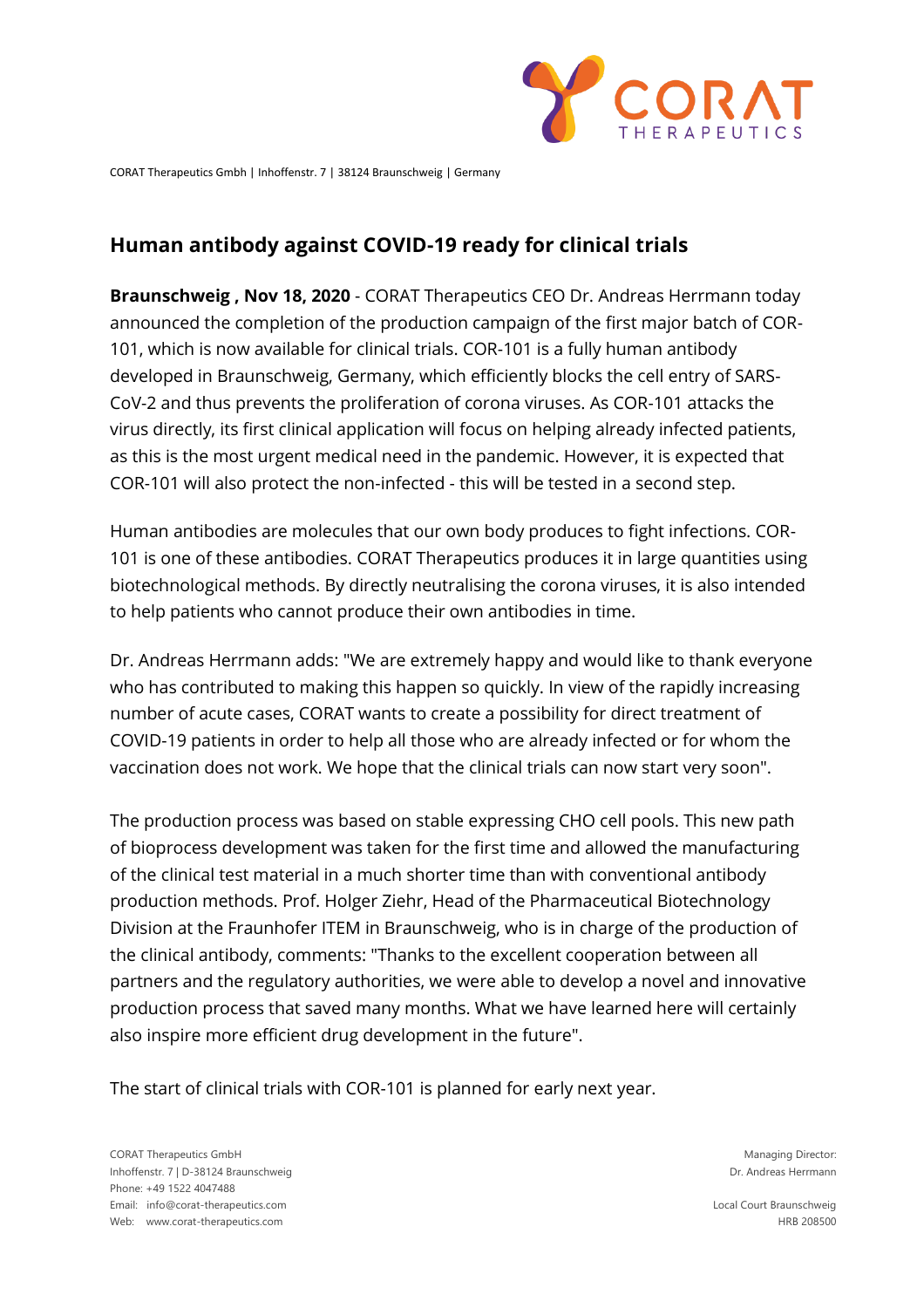CORAT Therapeutics Gmbh | Inhoffenstr. 7 | 38124 Braunschweig | Germany

## Human antibody against COVID-19 ready for clinical trials

**Braunschweig , Nov 18, 2020** - CORAT Therapeutics CEO Dr. Andreas Herrmann today announced the completion of the production campaign of the first major batch of COR-101, which is now available for clinical trials. COR-101 is a fully human antibody developed in Braunschweig, Germany, which efficiently blocks the cell entry of SARS-CoV-2 and thus prevents the proliferation of corona viruses. As COR-101 attacks the virus directly, its first clinical application will focus on helping already infected patients, as this is the most urgent medical need in the pandemic. However, it is expected that COR-101 will also protect the non-infected - this will be tested in a second step.

Human antibodies are molecules that our own body produces to fight infections. COR-101 is one of these antibodies. CORAT Therapeutics produces it in large quantities using biotechnological methods. By directly neutralising the corona viruses, it is also intended to help patients who cannot produce their own antibodies in time.

Dr. Andreas Herrmann adds: "We are extremely happy and would like to thank everyone who has contributed to making this happen so quickly. In view of the rapidly increasing number of acute cases, CORAT wants to create a possibility for direct treatment of COVID-19 patients in order to help all those who are already infected or for whom the vaccination does not work. We hope that the clinical trials can now start very soon".

The production process was based on stable expressing CHO cell pools. This new path of bioprocess development was taken for the first time and allowed the manufacturing of the clinical test material in a much shorter time than with conventional antibody production methods. Prof. Holger Ziehr, Head of the Pharmaceutical Biotechnology Division at the Fraunhofer ITEM in Braunschweig, who is in charge of the production of the clinical antibody, comments: "Thanks to the excellent cooperation between all partners and the regulatory authorities, we were able to develop a novel and innovative production process that saved many months. What we have learned here will certainly also inspire more efficient drug development in the future".

The start of clinical trials with COR-101 is planned for early next year.

CORAT Therapeutics GmbH
Inhoffenstr. 7 | D-38124 Braunschweig
Phone: +49 1522 4047488
Email: info@corat-therapeutics.com
Web: www.corat-therapeutics.com

Managing Director:
Dr. Andreas Herrmann

Local Court Braunschweig
HRB 208500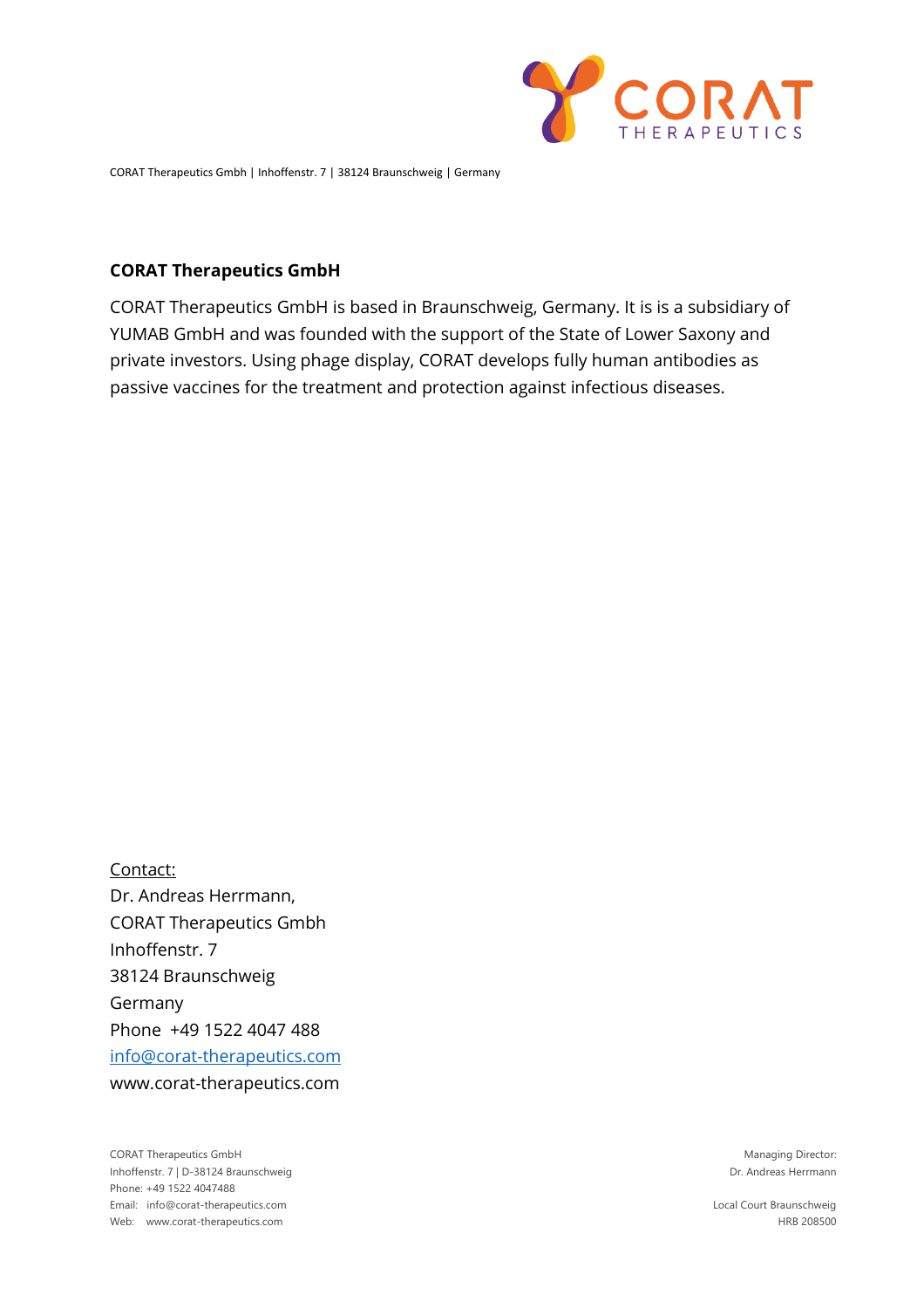CORAT Therapeutics Gmbh | Inhoffenstr. 7 | 38124 Braunschweig | Germany

**CORAT Therapeutics GmbH**

CORAT Therapeutics GmbH is based in Braunschweig, Germany. It is is a subsidiary of YUMAB GmbH and was founded with the support of the State of Lower Saxony and private investors. Using phage display, CORAT develops fully human antibodies as passive vaccines for the treatment and protection against infectious diseases.

Contact:
Dr. Andreas Herrmann,
CORAT Therapeutics Gmbh
Inhoffenstr. 7
38124 Braunschweig
Germany
Phone +49 1522 4047 488
[info@corat-therapeutics.com](mailto:info@corat-therapeutics.com)
www.corat-therapeutics.com

CORAT Therapeutics GmbH
Inhoffenstr. 7 | D-38124 Braunschweig
Phone: +49 1522 4047488
Email: info@corat-therapeutics.com
Web: www.corat-therapeutics.com

Managing Director:
Dr. Andreas Herrmann

Local Court Braunschweig
HRB 208500